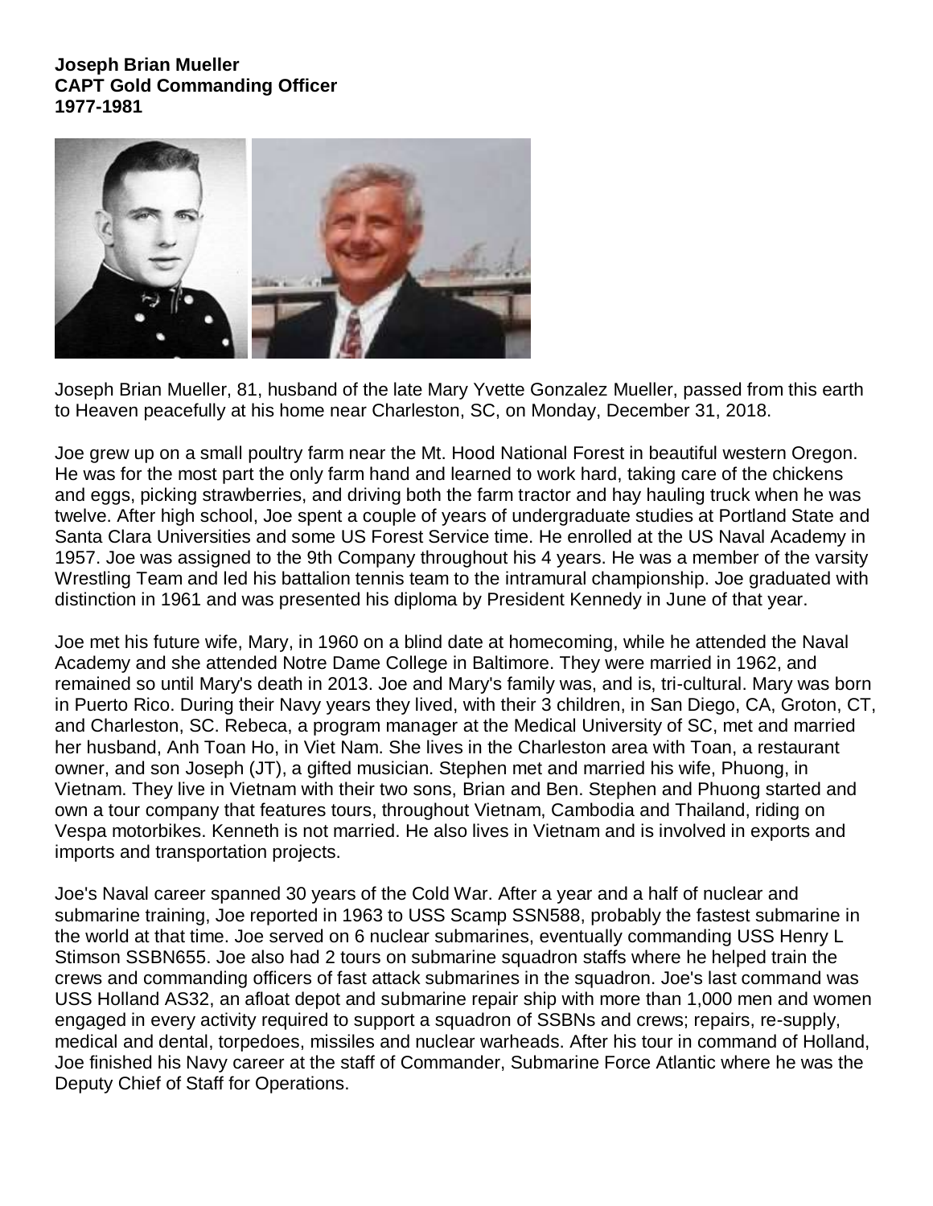**Joseph Brian Mueller**
**CAPT Gold Commanding Officer**
**1977-1981**

Joseph Brian Mueller, 81, husband of the late Mary Yvette Gonzalez Mueller, passed from this earth to Heaven peacefully at his home near Charleston, SC, on Monday, December 31, 2018.

Joe grew up on a small poultry farm near the Mt. Hood National Forest in beautiful western Oregon. He was for the most part the only farm hand and learned to work hard, taking care of the chickens and eggs, picking strawberries, and driving both the farm tractor and hay hauling truck when he was twelve. After high school, Joe spent a couple of years of undergraduate studies at Portland State and Santa Clara Universities and some US Forest Service time. He enrolled at the US Naval Academy in 1957. Joe was assigned to the 9th Company throughout his 4 years. He was a member of the varsity Wrestling Team and led his battalion tennis team to the intramural championship. Joe graduated with distinction in 1961 and was presented his diploma by President Kennedy in June of that year.

Joe met his future wife, Mary, in 1960 on a blind date at homecoming, while he attended the Naval Academy and she attended Notre Dame College in Baltimore. They were married in 1962, and remained so until Mary's death in 2013. Joe and Mary's family was, and is, tri-cultural. Mary was born in Puerto Rico. During their Navy years they lived, with their 3 children, in San Diego, CA, Groton, CT, and Charleston, SC. Rebeca, a program manager at the Medical University of SC, met and married her husband, Anh Toan Ho, in Viet Nam. She lives in the Charleston area with Toan, a restaurant owner, and son Joseph (JT), a gifted musician. Stephen met and married his wife, Phuong, in Vietnam. They live in Vietnam with their two sons, Brian and Ben. Stephen and Phuong started and own a tour company that features tours, throughout Vietnam, Cambodia and Thailand, riding on Vespa motorbikes. Kenneth is not married. He also lives in Vietnam and is involved in exports and imports and transportation projects.

Joe's Naval career spanned 30 years of the Cold War. After a year and a half of nuclear and submarine training, Joe reported in 1963 to USS Scamp SSN588, probably the fastest submarine in the world at that time. Joe served on 6 nuclear submarines, eventually commanding USS Henry L Stimson SSBN655. Joe also had 2 tours on submarine squadron staffs where he helped train the crews and commanding officers of fast attack submarines in the squadron. Joe's last command was USS Holland AS32, an afloat depot and submarine repair ship with more than 1,000 men and women engaged in every activity required to support a squadron of SSBNs and crews; repairs, re-supply, medical and dental, torpedoes, missiles and nuclear warheads. After his tour in command of Holland, Joe finished his Navy career at the staff of Commander, Submarine Force Atlantic where he was the Deputy Chief of Staff for Operations.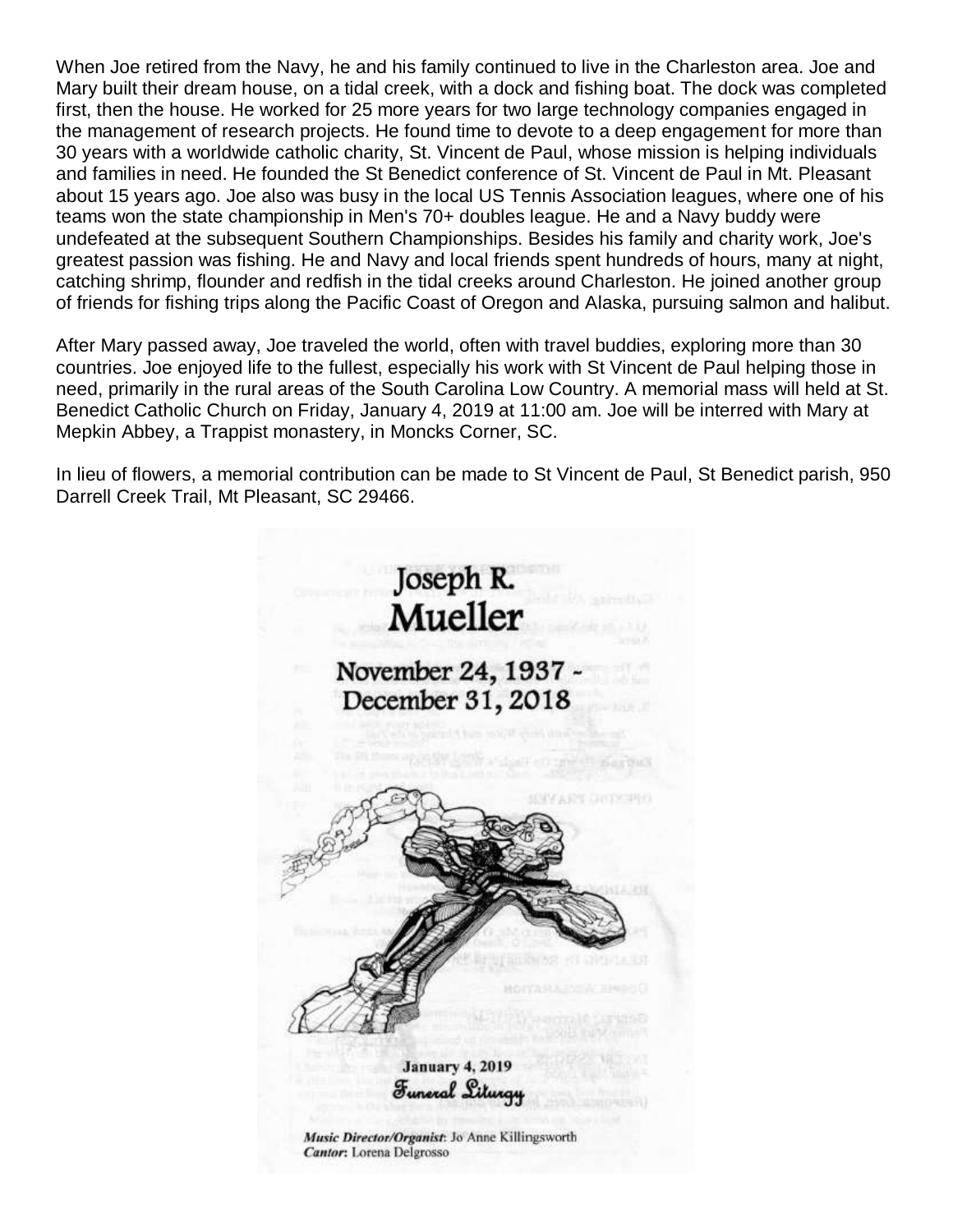When Joe retired from the Navy, he and his family continued to live in the Charleston area. Joe and Mary built their dream house, on a tidal creek, with a dock and fishing boat. The dock was completed first, then the house. He worked for 25 more years for two large technology companies engaged in the management of research projects. He found time to devote to a deep engagement for more than 30 years with a worldwide catholic charity, St. Vincent de Paul, whose mission is helping individuals and families in need. He founded the St Benedict conference of St. Vincent de Paul in Mt. Pleasant about 15 years ago. Joe also was busy in the local US Tennis Association leagues, where one of his teams won the state championship in Men's 70+ doubles league. He and a Navy buddy were undefeated at the subsequent Southern Championships. Besides his family and charity work, Joe's greatest passion was fishing. He and Navy and local friends spent hundreds of hours, many at night, catching shrimp, flounder and redfish in the tidal creeks around Charleston. He joined another group of friends for fishing trips along the Pacific Coast of Oregon and Alaska, pursuing salmon and halibut.

After Mary passed away, Joe traveled the world, often with travel buddies, exploring more than 30 countries. Joe enjoyed life to the fullest, especially his work with St Vincent de Paul helping those in need, primarily in the rural areas of the South Carolina Low Country. A memorial mass will held at St. Benedict Catholic Church on Friday, January 4, 2019 at 11:00 am. Joe will be interred with Mary at Mepkin Abbey, a Trappist monastery, in Moncks Corner, SC.

In lieu of flowers, a memorial contribution can be made to St Vincent de Paul, St Benedict parish, 950 Darrell Creek Trail, Mt Pleasant, SC 29466.

# Joseph R. Mueller

## November 24, 1937 - December 31, 2018

**January 4, 2019**

*Funeral Liturgy*

***Music Director/Organist***: Jo Anne Killingsworth
***Cantor***: Lorena Delgrosso